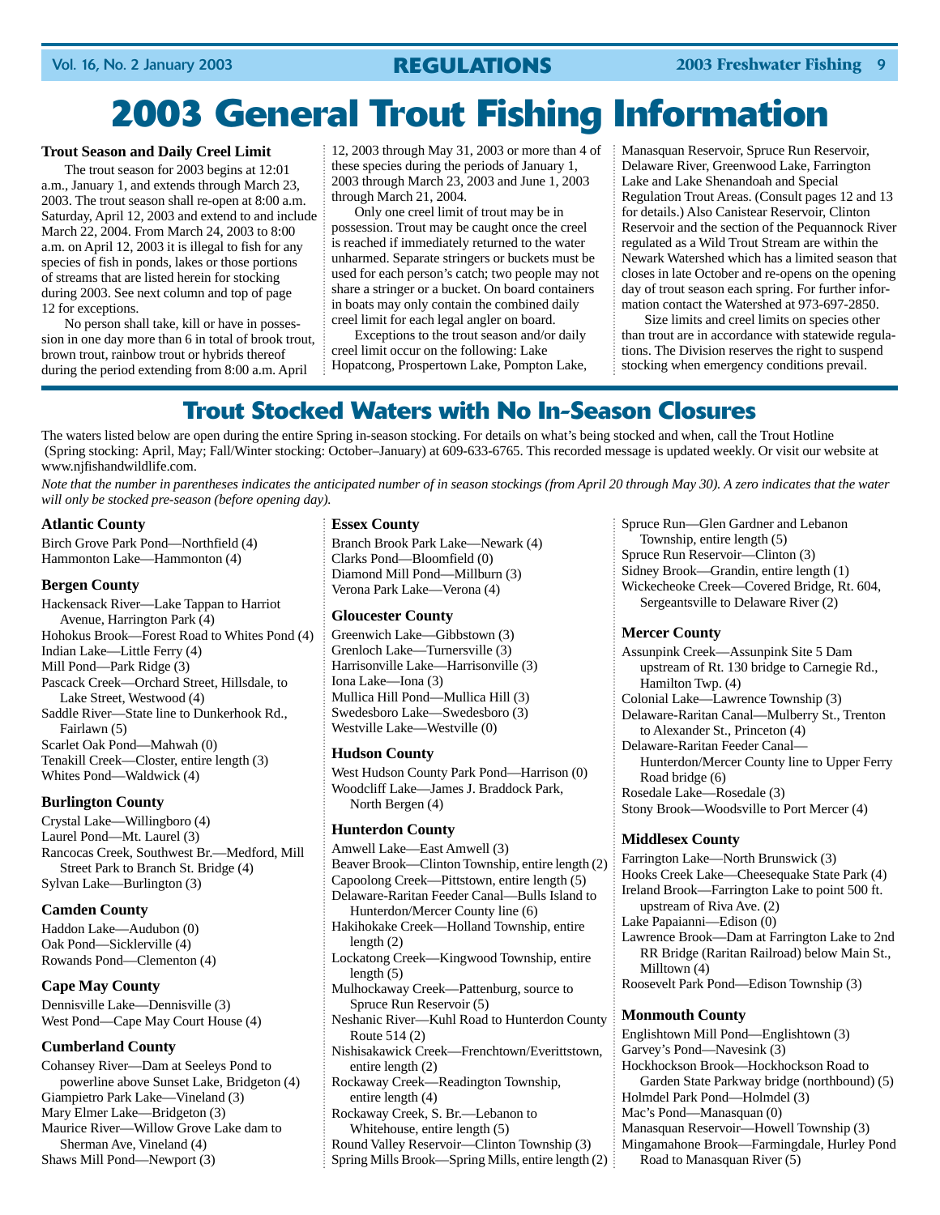# 2003 General Trout Fishing Information

### Trout Season and Daily Creel Limit

The trout season for 2003 begins at 12:01 a.m., January 1, and extends through March 23, 2003. The trout season shall re-open at 8:00 a.m. Saturday, April 12, 2003 and extend to and include March 22, 2004. From March 24, 2003 to 8:00 a.m. on April 12, 2003 it is illegal to fish for any species of fish in ponds, lakes or those portions of streams that are listed herein for stocking during 2003. See next column and top of page 12 for exceptions.

No person shall take, kill or have in possession in one day more than 6 in total of brook trout, brown trout, rainbow trout or hybrids thereof during the period extending from 8:00 a.m. April 12, 2003 through May 31, 2003 or more than 4 of these species during the periods of January 1, 2003 through March 23, 2003 and June 1, 2003 through March 21, 2004.

Only one creel limit of trout may be in possession. Trout may be caught once the creel is reached if immediately returned to the water unharmed. Separate stringers or buckets must be used for each person's catch; two people may not share a stringer or a bucket. On board containers in boats may only contain the combined daily creel limit for each legal angler on board.

Exceptions to the trout season and/or daily creel limit occur on the following: Lake Hopatcong, Prospertown Lake, Pompton Lake, Manasquan Reservoir, Spruce Run Reservoir, Delaware River, Greenwood Lake, Farrington Lake and Lake Shenandoah and Special Regulation Trout Areas. (Consult pages 12 and 13 for details.) Also Canistear Reservoir, Clinton Reservoir and the section of the Pequannock River regulated as a Wild Trout Stream are within the Newark Watershed which has a limited season that closes in late October and re-opens on the opening day of trout season each spring. For further information contact the Watershed at 973-697-2850.

Size limits and creel limits on species other than trout are in accordance with statewide regulations. The Division reserves the right to suspend stocking when emergency conditions prevail.

## Trout Stocked Waters with No In-Season Closures

The waters listed below are open during the entire Spring in-season stocking. For details on what's being stocked and when, call the Trout Hotline (Spring stocking: April, May; Fall/Winter stocking: October–January) at 609-633-6765. This recorded message is updated weekly. Or visit our website at www.njfishandwildlife.com.

*Note that the number in parentheses indicates the anticipated number of in season stockings (from April 20 through May 30). A zero indicates that the water will only be stocked pre-season (before opening day).*

### Atlantic County
Birch Grove Park Pond—Northfield (4)
Hammonton Lake—Hammonton (4)

### Bergen County
Hackensack River—Lake Tappan to Harriot Avenue, Harrington Park (4)
Hohokus Brook—Forest Road to Whites Pond (4)
Indian Lake—Little Ferry (4)
Mill Pond—Park Ridge (3)
Pascack Creek—Orchard Street, Hillsdale, to Lake Street, Westwood (4)
Saddle River—State line to Dunkerhook Rd., Fairlawn (5)
Scarlet Oak Pond—Mahwah (0)
Tenakill Creek—Closter, entire length (3)
Whites Pond—Waldwick (4)

### Burlington County
Crystal Lake—Willingboro (4)
Laurel Pond—Mt. Laurel (3)
Rancocas Creek, Southwest Br.—Medford, Mill Street Park to Branch St. Bridge (4)
Sylvan Lake—Burlington (3)

### Camden County
Haddon Lake—Audubon (0)
Oak Pond—Sicklerville (4)
Rowands Pond—Clementon (4)

### Cape May County
Dennisville Lake—Dennisville (3)
West Pond—Cape May Court House (4)

### Cumberland County
Cohansey River—Dam at Seeleys Pond to powerline above Sunset Lake, Bridgeton (4)
Giampietro Park Lake—Vineland (3)
Mary Elmer Lake—Bridgeton (3)
Maurice River—Willow Grove Lake dam to Sherman Ave, Vineland (4)
Shaws Mill Pond—Newport (3)

### Essex County
Branch Brook Park Lake—Newark (4)
Clarks Pond—Bloomfield (0)
Diamond Mill Pond—Millburn (3)
Verona Park Lake—Verona (4)

### Gloucester County
Greenwich Lake—Gibbstown (3)
Grenloch Lake—Turnersville (3)
Harrisonville Lake—Harrisonville (3)
Iona Lake—Iona (3)
Mullica Hill Pond—Mullica Hill (3)
Swedesboro Lake—Swedesboro (3)
Westville Lake—Westville (0)

### Hudson County
West Hudson County Park Pond—Harrison (0)
Woodcliff Lake—James J. Braddock Park, North Bergen (4)

### Hunterdon County
Amwell Lake—East Amwell (3)
Beaver Brook—Clinton Township, entire length (2)
Capoolong Creek—Pittstown, entire length (5)
Delaware-Raritan Feeder Canal—Bulls Island to Hunterdon/Mercer County line (6)
Hakihokake Creek—Holland Township, entire length (2)
Lockatong Creek—Kingwood Township, entire length (5)
Mulhockaway Creek—Pattenburg, source to Spruce Run Reservoir (5)
Neshanic River—Kuhl Road to Hunterdon County Route 514 (2)
Nishisakawick Creek—Frenchtown/Everittstown, entire length (2)
Rockaway Creek—Readington Township, entire length (4)
Rockaway Creek, S. Br.—Lebanon to Whitehouse, entire length (5)
Round Valley Reservoir—Clinton Township (3)
Spring Mills Brook—Spring Mills, entire length (2)
Spruce Run—Glen Gardner and Lebanon Township, entire length (5)
Spruce Run Reservoir—Clinton (3)
Sidney Brook—Grandin, entire length (1)
Wickecheoke Creek—Covered Bridge, Rt. 604, Sergeantsville to Delaware River (2)

### Mercer County
Assunpink Creek—Assunpink Site 5 Dam upstream of Rt. 130 bridge to Carnegie Rd., Hamilton Twp. (4)
Colonial Lake—Lawrence Township (3)
Delaware-Raritan Canal—Mulberry St., Trenton to Alexander St., Princeton (4)
Delaware-Raritan Feeder Canal—Hunterdon/Mercer County line to Upper Ferry Road bridge (6)
Rosedale Lake—Rosedale (3)
Stony Brook—Woodsville to Port Mercer (4)

### Middlesex County
Farrington Lake—North Brunswick (3)
Hooks Creek Lake—Cheesequake State Park (4)
Ireland Brook—Farrington Lake to point 500 ft. upstream of Riva Ave. (2)
Lake Papaianni—Edison (0)
Lawrence Brook—Dam at Farrington Lake to 2nd RR Bridge (Raritan Railroad) below Main St., Milltown (4)
Roosevelt Park Pond—Edison Township (3)

### Monmouth County
Englishtown Mill Pond—Englishtown (3)
Garvey's Pond—Navesink (3)
Hockhockson Brook—Hockhockson Road to Garden State Parkway bridge (northbound) (5)
Holmdel Park Pond—Holmdel (3)
Mac's Pond—Manasquan (0)
Manasquan Reservoir—Howell Township (3)
Mingamahone Brook—Farmingdale, Hurley Pond Road to Manasquan River (5)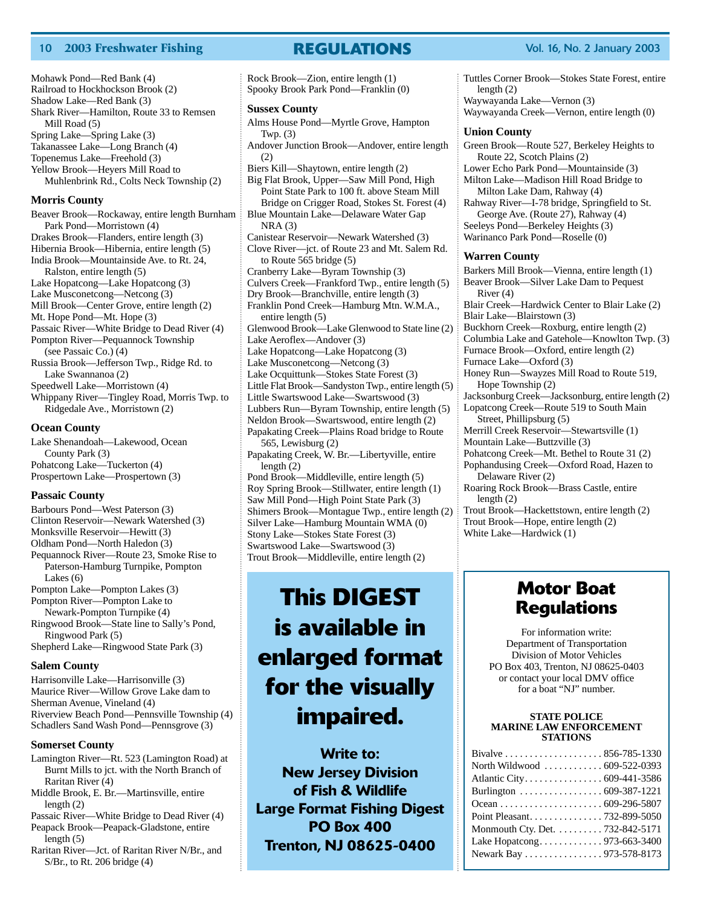Mohawk Pond—Red Bank (4)
Railroad to Hockhockson Brook (2)
Shadow Lake—Red Bank (3)
Shark River—Hamilton, Route 33 to Remsen Mill Road (5)
Spring Lake—Spring Lake (3)
Takanassee Lake—Long Branch (4)
Topenemus Lake—Freehold (3)
Yellow Brook—Heyers Mill Road to Muhlenbrink Rd., Colts Neck Township (2)

### Morris County

Beaver Brook—Rockaway, entire length Burnham Park Pond—Morristown (4)
Drakes Brook—Flanders, entire length (3)
Hibernia Brook—Hibernia, entire length (5)
India Brook—Mountainside Ave. to Rt. 24, Ralston, entire length (5)
Lake Hopatcong—Lake Hopatcong (3)
Lake Musconetcong—Netcong (3)
Mill Brook—Center Grove, entire length (2)
Mt. Hope Pond—Mt. Hope (3)
Passaic River—White Bridge to Dead River (4)
Pompton River—Pequannock Township (see Passaic Co.) (4)
Russia Brook—Jefferson Twp., Ridge Rd. to Lake Swannanoa (2)
Speedwell Lake—Morristown (4)
Whippany River—Tingley Road, Morris Twp. to Ridgedale Ave., Morristown (2)

### Ocean County

Lake Shenandoah—Lakewood, Ocean County Park (3)
Pohatcong Lake—Tuckerton (4)
Prospertown Lake—Prospertown (3)

### Passaic County

Barbours Pond—West Paterson (3)
Clinton Reservoir—Newark Watershed (3)
Monksville Reservoir—Hewitt (3)
Oldham Pond—North Haledon (3)
Pequannock River—Route 23, Smoke Rise to Paterson-Hamburg Turnpike, Pompton Lakes (6)
Pompton Lake—Pompton Lakes (3)
Pompton River—Pompton Lake to Newark-Pompton Turnpike (4)
Ringwood Brook—State line to Sally's Pond, Ringwood Park (5)
Shepherd Lake—Ringwood State Park (3)

### Salem County

Harrisonville Lake—Harrisonville (3)
Maurice River—Willow Grove Lake dam to Sherman Avenue, Vineland (4)
Riverview Beach Pond—Pennsville Township (4)
Schadlers Sand Wash Pond—Pennsgrove (3)

### Somerset County

Lamington River—Rt. 523 (Lamington Road) at Burnt Mills to jct. with the North Branch of Raritan River (4)
Middle Brook, E. Br.—Martinsville, entire length (2)
Passaic River—White Bridge to Dead River (4)
Peapack Brook—Peapack-Gladstone, entire length (5)
Raritan River—Jct. of Raritan River N/Br., and S/Br., to Rt. 206 bridge (4)
Rock Brook—Zion, entire length (1)
Spooky Brook Park Pond—Franklin (0)

### Sussex County

Alms House Pond—Myrtle Grove, Hampton Twp. (3)
Andover Junction Brook—Andover, entire length (2)
Biers Kill—Shaytown, entire length (2)
Big Flat Brook, Upper—Saw Mill Pond, High Point State Park to 100 ft. above Steam Mill Bridge on Crigger Road, Stokes St. Forest (4)
Blue Mountain Lake—Delaware Water Gap NRA (3)
Canistear Reservoir—Newark Watershed (3)
Clove River—jct. of Route 23 and Mt. Salem Rd. to Route 565 bridge (5)
Cranberry Lake—Byram Township (3)
Culvers Creek—Frankford Twp., entire length (5)
Dry Brook—Branchville, entire length (3)
Franklin Pond Creek—Hamburg Mtn. W.M.A., entire length (5)
Glenwood Brook—Lake Glenwood to State line (2)
Lake Aeroflex—Andover (3)
Lake Hopatcong—Lake Hopatcong (3)
Lake Musconetcong—Netcong (3)
Lake Ocquittunk—Stokes State Forest (3)
Little Flat Brook—Sandyston Twp., entire length (5)
Little Swartswood Lake—Swartswood (3)
Lubbers Run—Byram Township, entire length (5)
Neldon Brook—Swartswood, entire length (2)
Papakating Creek—Plains Road bridge to Route 565, Lewisburg (2)
Papakating Creek, W. Br.—Libertyville, entire length (2)
Pond Brook—Middleville, entire length (5)
Roy Spring Brook—Stillwater, entire length (1)
Saw Mill Pond—High Point State Park (3)
Shimers Brook—Montague Twp., entire length (2)
Silver Lake—Hamburg Mountain WMA (0)
Stony Lake—Stokes State Forest (3)
Swartswood Lake—Swartswood (3)
Trout Brook—Middleville, entire length (2)
Tuttles Corner Brook—Stokes State Forest, entire length (2)
Waywayanda Lake—Vernon (3)
Waywayanda Creek—Vernon, entire length (0)

### Union County

Green Brook—Route 527, Berkeley Heights to Route 22, Scotch Plains (2)
Lower Echo Park Pond—Mountainside (3)
Milton Lake—Madison Hill Road Bridge to Milton Lake Dam, Rahway (4)
Rahway River—I-78 bridge, Springfield to St. George Ave. (Route 27), Rahway (4)
Seeleys Pond—Berkeley Heights (3)
Warinanco Park Pond—Roselle (0)

### Warren County

Barkers Mill Brook—Vienna, entire length (1)
Beaver Brook—Silver Lake Dam to Pequest River (4)
Blair Creek—Hardwick Center to Blair Lake (2)
Blair Lake—Blairstown (3)
Buckhorn Creek—Roxburg, entire length (2)
Columbia Lake and Gatehole—Knowlton Twp. (3)
Furnace Brook—Oxford, entire length (2)
Furnace Lake—Oxford (3)
Honey Run—Swayzes Mill Road to Route 519, Hope Township (2)
Jacksonburg Creek—Jacksonburg, entire length (2)
Lopatcong Creek—Route 519 to South Main Street, Phillipsburg (5)
Merrill Creek Reservoir—Stewartsville (1)
Mountain Lake—Buttzville (3)
Pohatcong Creek—Mt. Bethel to Route 31 (2)
Pophandusing Creek—Oxford Road, Hazen to Delaware River (2)
Roaring Rock Brook—Brass Castle, entire length (2)
Trout Brook—Hackettstown, entire length (2)
Trout Brook—Hope, entire length (2)
White Lake—Hardwick (1)

## This DIGEST is available in enlarged format for the visually impaired.

**Write to:**
**New Jersey Division of Fish & Wildlife**
**Large Format Fishing Digest**
**PO Box 400**
**Trenton, NJ 08625-0400**

## Motor Boat Regulations

For information write:
Department of Transportation
Division of Motor Vehicles
PO Box 403, Trenton, NJ 08625-0403
or contact your local DMV office
for a boat "NJ" number.

**STATE POLICE MARINE LAW ENFORCEMENT STATIONS**

| Station | Phone |
|---|---|
| Bivalve | 856-785-1330 |
| North Wildwood | 609-522-0393 |
| Atlantic City | 609-441-3586 |
| Burlington | 609-387-1221 |
| Ocean | 609-296-5807 |
| Point Pleasant | 732-899-5050 |
| Monmouth Cty. Det. | 732-842-5171 |
| Lake Hopatcong | 973-663-3400 |
| Newark Bay | 973-578-8173 |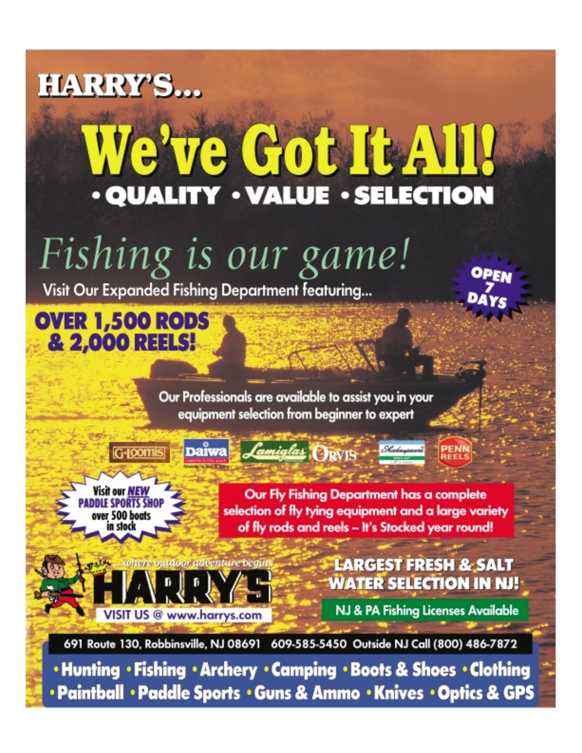# HARRY'S...

# We've Got It All!

## • QUALITY • VALUE • SELECTION

## *Fishing is our game!*

Visit Our Expanded Fishing Department featuring...

**OPEN 7 DAYS**

**OVER 1,500 RODS & 2,000 REELS!**

Our Professionals are available to assist you in your equipment selection from beginner to expert

G-Loomis | Daiwa | Lamiglas | Orvis | Shakespeare | PENN REELS

**Visit our *NEW* PADDLE SPORTS SHOP over 500 boats in stock**

Our Fly Fishing Department has a complete selection of fly tying equipment and a large variety of fly rods and reels – It's Stocked year round!

*...where outdoor adventure begins*

**HARRY'S**

VISIT US @ www.harrys.com

**LARGEST FRESH & SALT WATER SELECTION IN NJ!**

NJ & PA Fishing Licenses Available

691 Route 130, Robbinsville, NJ 08691 609-585-5450 Outside NJ Call (800) 486-7872

**• Hunting • Fishing • Archery • Camping • Boots & Shoes • Clothing • Paintball • Paddle Sports • Guns & Ammo • Knives • Optics & GPS**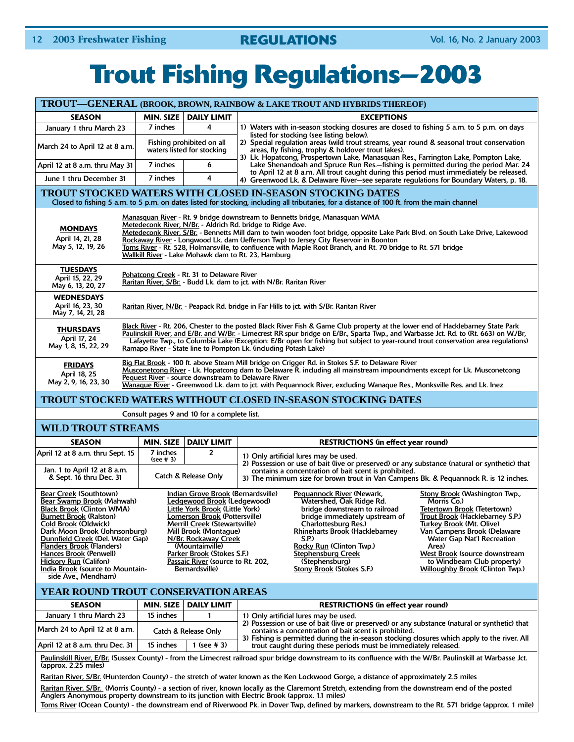# Trout Fishing Regulations—2003

## TROUT—GENERAL (BROOK, BROWN, RAINBOW & LAKE TROUT AND HYBRIDS THEREOF)

| SEASON | MIN. SIZE | DAILY LIMIT |
|---|---|---|
| January 1 thru March 23 | 7 inches | 4 |
| March 24 to April 12 at 8 a.m. | Fishing prohibited on all waters listed for stocking | |
| April 12 at 8 a.m. thru May 31 | 7 inches | 6 |
| June 1 thru December 31 | 7 inches | 4 |

**EXCEPTIONS**

1) Waters with in-season stocking closures are closed to fishing 5 a.m. to 5 p.m. on days listed for stocking (see listing below).
2) Special regulation areas (wild trout streams, year round & seasonal trout conservation areas, fly fishing, trophy & holdover trout lakes).
3) Lk. Hopatcong, Prospertown Lake, Manasquan Res., Farrington Lake, Pompton Lake, Lake Shenandoah and Spruce Run Res.—fishing is permitted during the period Mar. 24 to April 12 at 8 a.m. All trout caught during this period must immediately be released.
4) Greenwood Lk. & Delaware River—see separate regulations for Boundary Waters, p. 18.

## TROUT STOCKED WATERS WITH CLOSED IN-SEASON STOCKING DATES

Closed to fishing 5 a.m. to 5 p.m. on dates listed for stocking, including all tributaries, for a distance of 100 ft. from the main channel

| Stocking Days | Waters |
|---|---|
| **MONDAYS** April 14, 21, 28 May 5, 12, 19, 26 | Manasquan River - Rt. 9 bridge downstream to Bennetts bridge, Manasquan WMA<br>Metedeconk River, N/Br. - Aldrich Rd. bridge to Ridge Ave.<br>Metedeconk River, S/Br. - Bennetts Mill dam to twin wooden foot bridge, opposite Lake Park Blvd. on South Lake Drive, Lakewood<br>Rockaway River - Longwood Lk. dam (Jefferson Twp) to Jersey City Reservoir in Boonton<br>Toms River - Rt. 528, Holmansville, to confluence with Maple Root Branch, and Rt. 70 bridge to Rt. 571 bridge<br>Wallkill River - Lake Mohawk dam to Rt. 23, Hamburg |
| **TUESDAYS** April 15, 22, 29 May 6, 13, 20, 27 | Pohatcong Creek - Rt. 31 to Delaware River<br>Raritan River, S/Br. - Budd Lk. dam to jct. with N/Br. Raritan River |
| **WEDNESDAYS** April 16, 23, 30 May 7, 14, 21, 28 | Raritan River, N/Br. - Peapack Rd. bridge in Far Hills to jct. with S/Br. Raritan River |
| **THURSDAYS** April 17, 24 May 1, 8, 15, 22, 29 | Black River - Rt. 206, Chester to the posted Black River Fish & Game Club property at the lower end of Hacklebarney State Park<br>Paulinskill River, and E/Br. and W/Br. - Limecrest RR spur bridge on E/Br., Sparta Twp., and Warbasse Jct. Rd. to (Rt. 663) on W./Br, Lafayette Twp., to Columbia Lake (Exception: E/Br open for fishing but subject to year-round trout conservation area regulations)<br>Ramapo River - State line to Pompton Lk. (including Potash Lake) |
| **FRIDAYS** April 18, 25 May 2, 9, 16, 23, 30 | Big Flat Brook - 100 ft. above Steam Mill bridge on Crigger Rd. in Stokes S.F. to Delaware River<br>Musconetcong River - Lk. Hopatcong dam to Delaware R. including all mainstream impoundments except for Lk. Musconetcong<br>Pequest River - source downstream to Delaware River<br>Wanaque River - Greenwood Lk. dam to jct. with Pequannock River, excluding Wanaque Res., Monksville Res. and Lk. Inez |

## TROUT STOCKED WATERS WITHOUT CLOSED IN-SEASON STOCKING DATES

Consult pages 9 and 10 for a complete list.

## WILD TROUT STREAMS

| SEASON | MIN. SIZE | DAILY LIMIT |
|---|---|---|
| April 12 at 8 a.m. thru Sept. 15 | 7 inches (see # 3) | 2 |
| Jan. 1 to April 12 at 8 a.m. & Sept. 16 thru Dec. 31 | Catch & Release Only | |

**RESTRICTIONS (in effect year round)**

1) Only artificial lures may be used.
2) Possession or use of bait (live or preserved) or any substance (natural or synthetic) that contains a concentration of bait scent is prohibited.
3) The minimum size for brown trout in Van Campens Bk. & Pequannock R. is 12 inches.

- Bear Creek (Southtown)
- Bear Swamp Brook (Mahwah)
- Black Brook (Clinton WMA)
- Burnett Brook (Ralston)
- Cold Brook (Oldwick)
- Dark Moon Brook (Johnsonburg)
- Dunnfield Creek (Del. Water Gap)
- Flanders Brook (Flanders)
- Hances Brook (Penwell)
- Hickory Run (Califon)
- India Brook (source to Mountainside Ave., Mendham)
- Indian Grove Brook (Bernardsville)
- Ledgewood Brook (Ledgewood)
- Little York Brook (Little York)
- Lomerson Brook (Pottersville)
- Merrill Creek (Stewartsville)
- Mill Brook (Montague)
- N/Br. Rockaway Creek (Mountainville)
- Parker Brook (Stokes S.F.)
- Passaic River (source to Rt. 202, Bernardsville)
- Pequannock River (Newark, Watershed, Oak Ridge Rd. bridge downstream to railroad bridge immediately upstream of Charlottesburg Res.)
- Rhineharts Brook (Hacklebarney S.P.)
- Rocky Run (Clinton Twp.)
- Stephensburg Creek (Stephensburg)
- Stony Brook (Stokes S.F.)
- Stony Brook (Washington Twp., Morris Co.)
- Tetertown Brook (Tetertown)
- Trout Brook (Hacklebarney S.P.)
- Turkey Brook (Mt. Olive)
- Van Campens Brook (Delaware Water Gap Nat'l Recreation Area)
- West Brook (source downstream to Windbeam Club property)
- Willoughby Brook (Clinton Twp.)

## YEAR ROUND TROUT CONSERVATION AREAS

| SEASON | MIN. SIZE | DAILY LIMIT |
|---|---|---|
| January 1 thru March 23 | 15 inches | 1 |
| March 24 to April 12 at 8 a.m. | Catch & Release Only | |
| April 12 at 8 a.m. thru Dec. 31 | 15 inches | 1 (see # 3) |

**RESTRICTIONS (in effect year round)**

1) Only artificial lures may be used.
2) Possession or use of bait (live or preserved) or any substance (natural or synthetic) that contains a concentration of bait scent is prohibited.
3) Fishing is permitted during the in-season stocking closures which apply to the river. All trout caught during these periods must be immediately released.

Paulinskill River, E/Br. (Sussex County) - from the Limecrest railroad spur bridge downstream to its confluence with the W/Br. Paulinskill at Warbasse Jct. (approx. 2.25 miles)

Raritan River, S/Br. (Hunterdon County) - the stretch of water known as the Ken Lockwood Gorge, a distance of approximately 2.5 miles

Raritan River, S/Br. (Morris County) - a section of river, known locally as the Claremont Stretch, extending from the downstream end of the posted Anglers Anonymous property downstream to its junction with Electric Brook (approx. 1.1 miles)

Toms River (Ocean County) - the downstream end of Riverwood Pk. in Dover Twp, defined by markers, downstream to the Rt. 571 bridge (approx. 1 mile)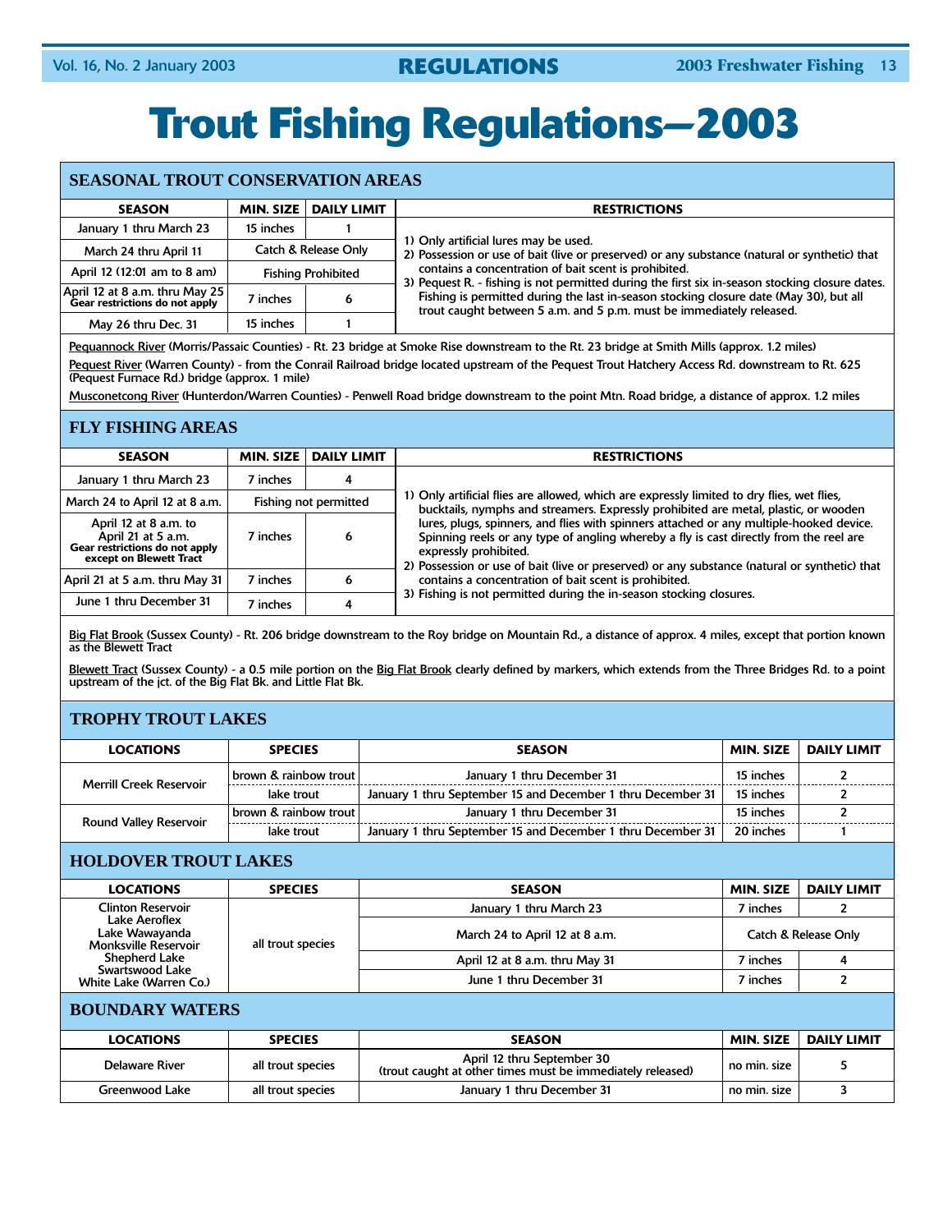# Trout Fishing Regulations—2003

## SEASONAL TROUT CONSERVATION AREAS

| SEASON | MIN. SIZE | DAILY LIMIT |
|---|---|---|
| January 1 thru March 23 | 15 inches | 1 |
| March 24 thru April 11 | Catch & Release Only | |
| April 12 (12:01 am to 8 am) | Fishing Prohibited | |
| April 12 at 8 a.m. thru May 25 **Gear restrictions do not apply** | 7 inches | 6 |
| May 26 thru Dec. 31 | 15 inches | 1 |

**RESTRICTIONS**

1) Only artificial lures may be used.
2) Possession or use of bait (live or preserved) or any substance (natural or synthetic) that contains a concentration of bait scent is prohibited.
3) Pequest R. - fishing is not permitted during the first six in-season stocking closure dates. Fishing is permitted during the last in-season stocking closure date (May 30), but all trout caught between 5 a.m. and 5 p.m. must be immediately released.

Pequannock River (Morris/Passaic Counties) - Rt. 23 bridge at Smoke Rise downstream to the Rt. 23 bridge at Smith Mills (approx. 1.2 miles)

Pequest River (Warren County) - from the Conrail Railroad bridge located upstream of the Pequest Trout Hatchery Access Rd. downstream to Rt. 625 (Pequest Furnace Rd.) bridge (approx. 1 mile)

Musconetcong River (Hunterdon/Warren Counties) - Penwell Road bridge downstream to the point Mtn. Road bridge, a distance of approx. 1.2 miles

## FLY FISHING AREAS

| SEASON | MIN. SIZE | DAILY LIMIT |
|---|---|---|
| January 1 thru March 23 | 7 inches | 4 |
| March 24 to April 12 at 8 a.m. | Fishing not permitted | |
| April 12 at 8 a.m. to April 21 at 5 a.m. **Gear restrictions do not apply except on Blewett Tract** | 7 inches | 6 |
| April 21 at 5 a.m. thru May 31 | 7 inches | 6 |
| June 1 thru December 31 | 7 inches | 4 |

**RESTRICTIONS**

1) Only artificial flies are allowed, which are expressly limited to dry flies, wet flies, bucktails, nymphs and streamers. Expressly prohibited are metal, plastic, or wooden lures, plugs, spinners, and flies with spinners attached or any multiple-hooked device. Spinning reels or any type of angling whereby a fly is cast directly from the reel are expressly prohibited.
2) Possession or use of bait (live or preserved) or any substance (natural or synthetic) that contains a concentration of bait scent is prohibited.
3) Fishing is not permitted during the in-season stocking closures.

Big Flat Brook (Sussex County) - Rt. 206 bridge downstream to the Roy bridge on Mountain Rd., a distance of approx. 4 miles, except that portion known as the Blewett Tract

Blewett Tract (Sussex County) - a 0.5 mile portion on the Big Flat Brook clearly defined by markers, which extends from the Three Bridges Rd. to a point upstream of the jct. of the Big Flat Bk. and Little Flat Bk.

## TROPHY TROUT LAKES

| LOCATIONS | SPECIES | SEASON | MIN. SIZE | DAILY LIMIT |
|---|---|---|---|---|
| Merrill Creek Reservoir | brown & rainbow trout | January 1 thru December 31 | 15 inches | 2 |
| | lake trout | January 1 thru September 15 and December 1 thru December 31 | 15 inches | 2 |
| Round Valley Reservoir | brown & rainbow trout | January 1 thru December 31 | 15 inches | 2 |
| | lake trout | January 1 thru September 15 and December 1 thru December 31 | 20 inches | 1 |

## HOLDOVER TROUT LAKES

| LOCATIONS | SPECIES | SEASON | MIN. SIZE | DAILY LIMIT |
|---|---|---|---|---|
| Clinton Reservoir, Lake Aeroflex, Lake Wawayanda, Monksville Reservoir, Shepherd Lake, Swartswood Lake, White Lake (Warren Co.) | all trout species | January 1 thru March 23 | 7 inches | 2 |
| | | March 24 to April 12 at 8 a.m. | Catch & Release Only | |
| | | April 12 at 8 a.m. thru May 31 | 7 inches | 4 |
| | | June 1 thru December 31 | 7 inches | 2 |

## BOUNDARY WATERS

| LOCATIONS | SPECIES | SEASON | MIN. SIZE | DAILY LIMIT |
|---|---|---|---|---|
| Delaware River | all trout species | April 12 thru September 30 (trout caught at other times must be immediately released) | no min. size | 5 |
| Greenwood Lake | all trout species | January 1 thru December 31 | no min. size | 3 |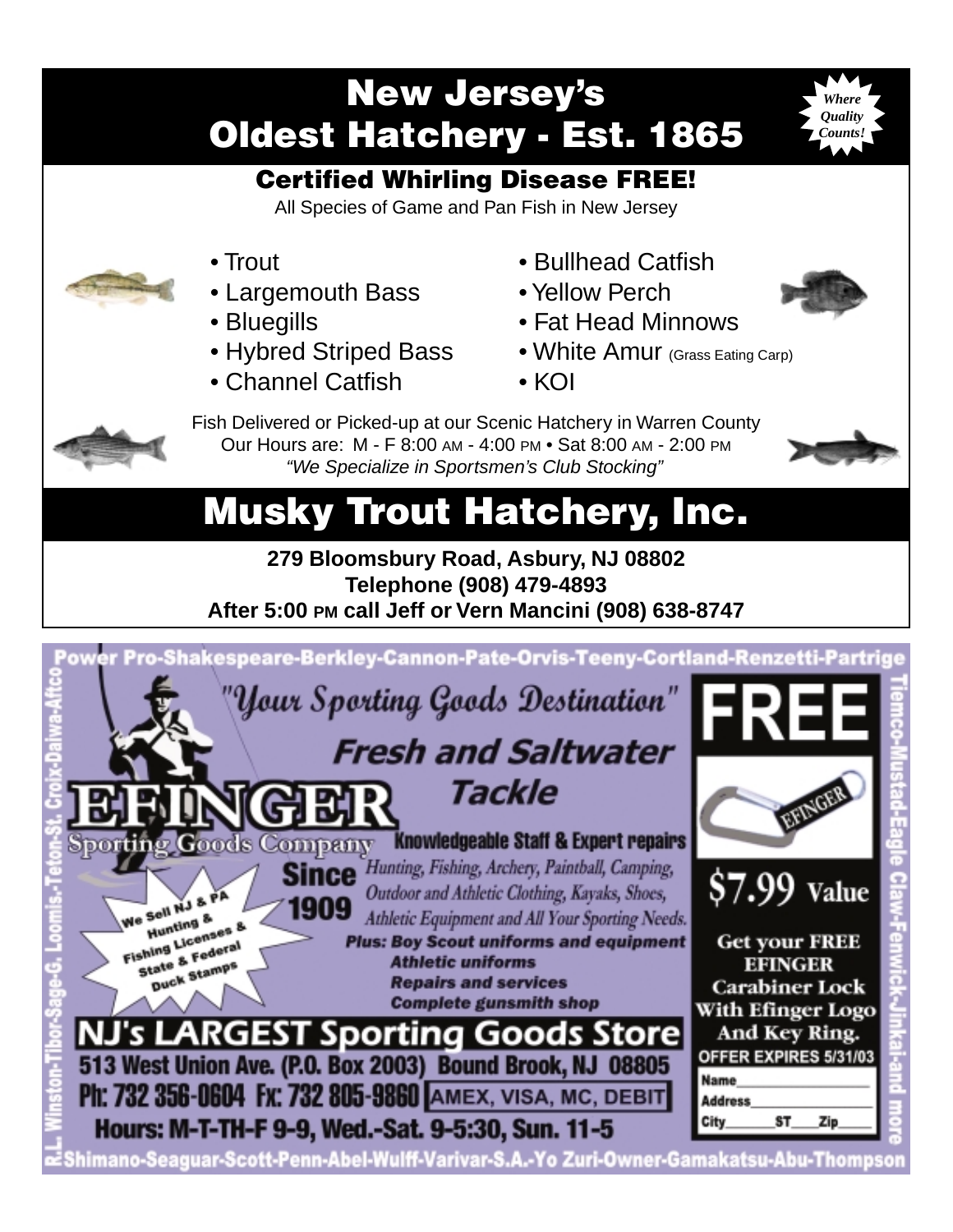# New Jersey's Oldest Hatchery - Est. 1865

*Where Quality Counts!*

## Certified Whirling Disease FREE!

All Species of Game and Pan Fish in New Jersey

- Trout
- Largemouth Bass
- Bluegills
- Hybred Striped Bass
- Channel Catfish
- Bullhead Catfish
- Yellow Perch
- Fat Head Minnows
- White Amur (Grass Eating Carp)
- KOI

Fish Delivered or Picked-up at our Scenic Hatchery in Warren County
Our Hours are: M - F 8:00 AM - 4:00 PM • Sat 8:00 AM - 2:00 PM
*"We Specialize in Sportsmen's Club Stocking"*

## Musky Trout Hatchery, Inc.

**279 Bloomsbury Road, Asbury, NJ 08802**
**Telephone (908) 479-4893**
**After 5:00 PM call Jeff or Vern Mancini (908) 638-8747**

---

Power Pro-Shakespeare-Berkley-Cannon-Pate-Orvis-Teeny-Cortland-Renzetti-Partrige

*"Your Sporting Goods Destination"*

***Fresh and Saltwater Tackle***

# EFINGER

Sporting Goods Company

**Since 1909**

**Knowledgeable Staff & Expert repairs**

*Hunting, Fishing, Archery, Paintball, Camping, Outdoor and Athletic Clothing, Kayaks, Shoes, Athletic Equipment and All Your Sporting Needs.*

***Plus: Boy Scout uniforms and equipment***
***Athletic uniforms***
***Repairs and services***
***Complete gunsmith shop***

We Sell NJ & PA Hunting & Fishing Licenses & State & Federal Duck Stamps

## NJ's LARGEST Sporting Goods Store

**513 West Union Ave. (P.O. Box 2003) Bound Brook, NJ 08805**
**Ph: 732 356-0604 Fx: 732 805-9860** AMEX, VISA, MC, DEBIT
**Hours: M-T-TH-F 9-9, Wed.-Sat. 9-5:30, Sun. 11-5**

**FREE**

**$7.99 Value**

**Get your FREE EFINGER Carabiner Lock With Efinger Logo And Key Ring.**

**OFFER EXPIRES 5/31/03**

Name\_\_\_\_\_\_\_\_\_\_\_\_\_\_\_\_
Address\_\_\_\_\_\_\_\_\_\_\_\_\_\_\_\_
City\_\_\_\_\_\_\_ST\_\_\_\_Zip\_\_\_\_\_

Tiemco-Mustad-Eagle Claw-Fenwick-Jinkai-and more

Shimano-Seaguar-Scott-Penn-Abel-Wulff-Varivar-S.A.-Yo Zuri-Owner-Gamakatsu-Abu-Thompson

R.L. Winston-Tibor-Sage-G. Loomis-Teton-St. Croix-Daiwa-Aftco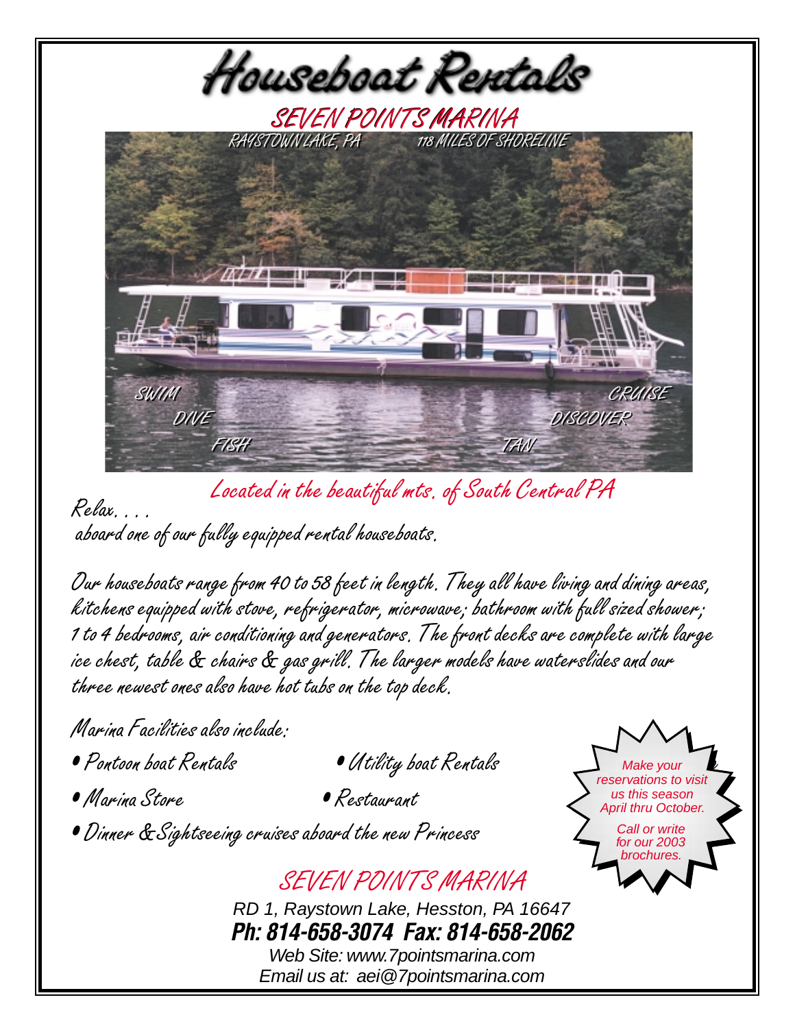# Houseboat Rentals

## SEVEN POINTS MARINA

RAYSTOWN LAKE, PA 118 MILES OF SHORELINE

SWIM
DIVE
FISH
CRUISE
DISCOVER
TAN

*Located in the beautiful mts. of South Central PA*

*Relax. . . .*
*aboard one of our fully equipped rental houseboats.*

*Our houseboats range from 40 to 58 feet in length. They all have living and dining areas, kitchens equipped with stove, refrigerator, microwave; bathroom with full sized shower; 1 to 4 bedrooms, air conditioning and generators. The front decks are complete with large ice chest, table & chairs & gas grill. The larger models have waterslides and our three newest ones also have hot tubs on the top deck.*

*Marina Facilities also include:*

- *Pontoon boat Rentals*
- *Utility boat Rentals*
- *Marina Store*
- *Restaurant*
- *Dinner & Sightseeing cruises aboard the new Princess*

*Make your reservations to visit us this season April thru October.*

*Call or write for our 2003 brochures.*

## SEVEN POINTS MARINA

*RD 1, Raystown Lake, Hesston, PA 16647*

***Ph: 814-658-3074 Fax: 814-658-2062***

*Web Site: www.7pointsmarina.com*

*Email us at: aei@7pointsmarina.com*